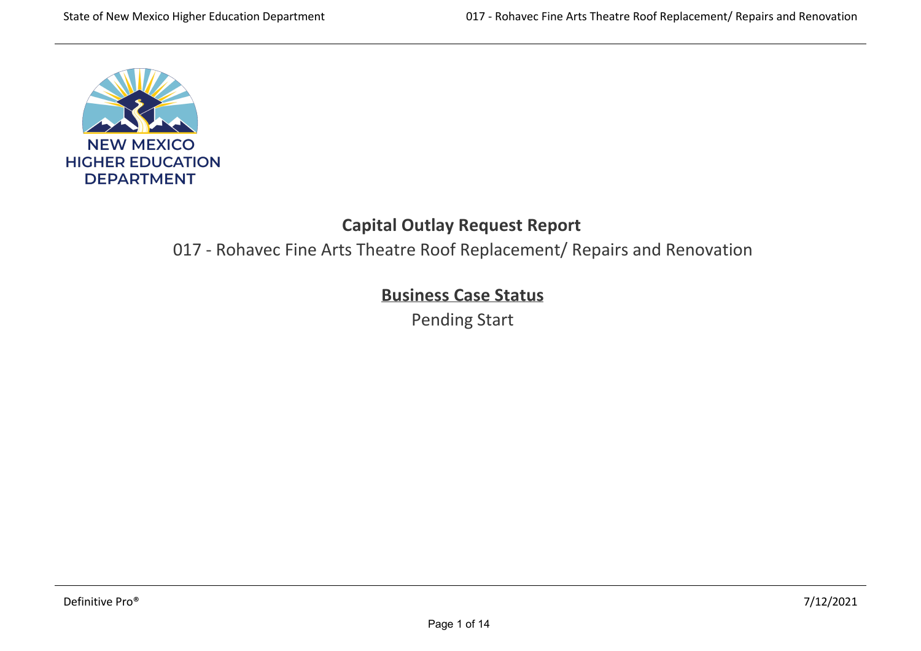NEW MEXICO
HIGHER EDUCATION
DEPARTMENT

# Capital Outlay Request Report

## 017 - Rohavec Fine Arts Theatre Roof Replacement/ Repairs and Renovation

### Business Case Status

Pending Start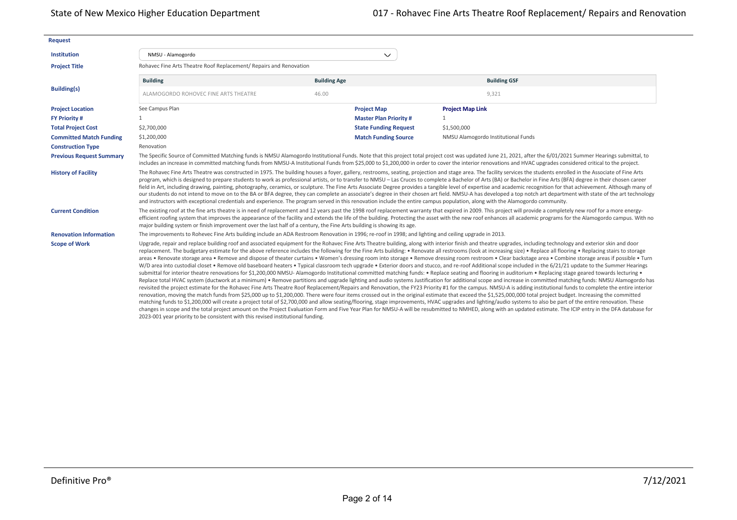## Request

**Institution** NMSU - Alamogordo

**Project Title** Rohavec Fine Arts Theatre Roof Replacement/ Repairs and Renovation

**Building(s)**

| Building | Building Age | Building GSF |
| --- | --- | --- |
| ALAMOGORDO ROHOVEC FINE ARTS THEATRE | 46.00 | 9,321 |

| | | | |
| --- | --- | --- | --- |
| **Project Location** | See Campus Plan | **Project Map** | **Project Map Link** |
| **FY Priority #** | 1 | **Master Plan Priority #** | 1 |
| **Total Project Cost** | $2,700,000 | **State Funding Request** | $1,500,000 |
| **Committed Match Funding** | $1,200,000 | **Match Funding Source** | NMSU Alamogordo Institutional Funds |
| **Construction Type** | Renovation | | |

**Previous Request Summary**

The Specific Source of Committed Matching funds is NMSU Alamogordo Institutional Funds. Note that this project total project cost was updated June 21, 2021, after the 6/01/2021 Summer Hearings submittal, to includes an increase in committed matching funds from NMSU-A Institutional Funds from $25,000 to $1,200,000 in order to cover the interior renovations and HVAC upgrades considered critical to the project.

**History of Facility**

The Rohavec Fine Arts Theatre was constructed in 1975. The building houses a foyer, gallery, restrooms, seating, projection and stage area. The facility services the students enrolled in the Associate of Fine Arts program, which is designed to prepare students to work as professional artists, or to transfer to NMSU – Las Cruces to complete a Bachelor of Arts (BA) or Bachelor in Fine Arts (BFA) degree in their chosen career field in Art, including drawing, painting, photography, ceramics, or sculpture. The Fine Arts Associate Degree provides a tangible level of expertise and academic recognition for that achievement. Although many of our students do not intend to move on to the BA or BFA degree, they can complete an associate's degree in their chosen art field. NMSU-A has developed a top notch art department with state of the art technology and instructors with exceptional credentials and experience. The program served in this renovation include the entire campus population, along with the Alamogordo community.

**Current Condition**

The existing roof at the fine arts theatre is in need of replacement and 12 years past the 1998 roof replacement warranty that expired in 2009. This project will provide a completely new roof for a more energy-efficient roofing system that improves the appearance of the facility and extends the life of the building. Protecting the asset with the new roof enhances all academic programs for the Alamogordo campus. With no major building system or finish improvement over the last half of a century, the Fine Arts building is showing its age.

**Renovation Information**

The improvements to Rohevec Fine Arts building include an ADA Restroom Renovation in 1996; re-roof in 1998; and lighting and ceiling upgrade in 2013.

**Scope of Work**

Upgrade, repair and replace building roof and associated equipment for the Rohavec Fine Arts Theatre building, along with interior finish and theatre upgrades, including technology and exterior skin and door replacement. The budgetary estimate for the above reference includes the following for the Fine Arts building: • Renovate all restrooms (look at increasing size) • Replace all flooring • Replacing stairs to storage areas • Renovate storage area • Remove and dispose of theater curtains • Women's dressing room into storage • Remove dressing room restroom • Clear backstage area • Combine storage areas if possible • Turn W/D area into custodial closet • Remove old baseboard heaters • Typical classroom tech upgrade • Exterior doors and stucco, and re-roof Additional scope included in the 6/21/21 update to the Summer Hearings submittal for interior theatre renovations for $1,200,000 NMSU- Alamogordo Institutional committed matching funds: • Replace seating and flooring in auditorium • Replacing stage geared towards lecturing • Replace total HVAC system (ductwork at a minimum) • Remove partitions and upgrade lighting and audio systems Justification for additional scope and increase in committed matching funds: NMSU Alamogordo has revisited the project estimate for the Rohavec Fine Arts Theatre Roof Replacement/Repairs and Renovation, the FY23 Priority #1 for the campus. NMSU-A is adding institutional funds to complete the entire interior renovation, moving the match funds from $25,000 up to $1,200,000. There were four items crossed out in the original estimate that exceed the $1,525,000,000 total project budget. Increasing the committed matching funds to $1,200,000 will create a project total of $2,700,000 and allow seating/flooring, stage improvements, HVAC upgrades and lighting/audio systems to also be part of the entire renovation. These changes in scope and the total project amount on the Project Evaluation Form and Five Year Plan for NMSU-A will be resubmitted to NMHED, along with an updated estimate. The ICIP entry in the DFA database for 2023-001 year priority to be consistent with this revised institutional funding.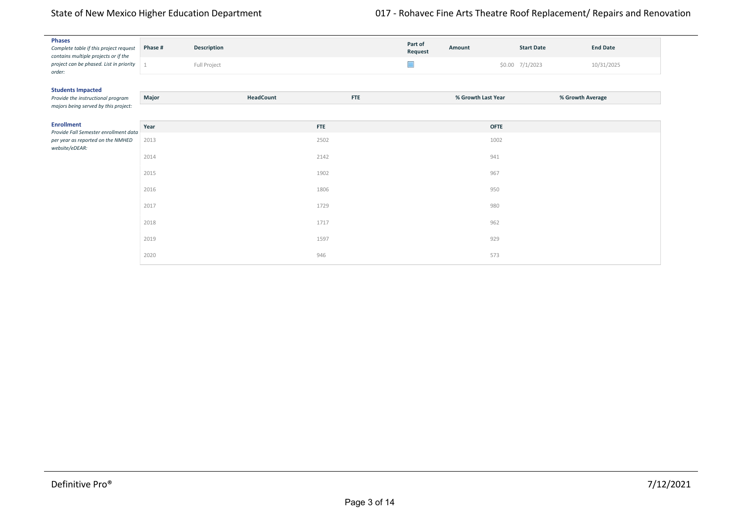**Phases**

*Complete table if this project request contains multiple projects or if the project can be phased. List in priority order:*

| Phase # | Description | Part of Request | Amount | Start Date | End Date |
|---|---|---|---|---|---|
| 1 | Full Project | ☐ | $0.00 | 7/1/2023 | 10/31/2025 |

**Students Impacted**

*Provide the instructional program majors being served by this project:*

| Major | HeadCount | FTE | % Growth Last Year | % Growth Average |
|---|---|---|---|---|

**Enrollment**

*Provide Fall Semester enrollment data per year as reported on the NMHED website/eDEAR:*

| Year | FTE | OFTE |
|---|---|---|
| 2013 | 2502 | 1002 |
| 2014 | 2142 | 941 |
| 2015 | 1902 | 967 |
| 2016 | 1806 | 950 |
| 2017 | 1729 | 980 |
| 2018 | 1717 | 962 |
| 2019 | 1597 | 929 |
| 2020 | 946 | 573 |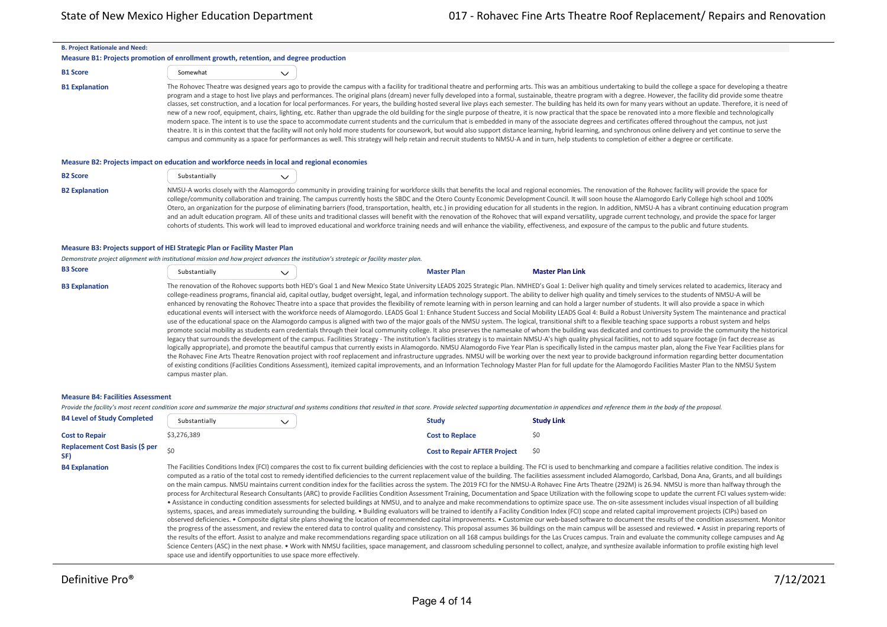### B. Project Rationale and Need:

#### Measure B1: Projects promotion of enrollment growth, retention, and degree production

**B1 Score**: Somewhat

**B1 Explanation**: The Rohovec Theatre was designed years ago to provide the campus with a facility for traditional theatre and performing arts. This was an ambitious undertaking to build the college a space for developing a theatre program and a stage to host live plays and performances. The original plans (dream) never fully developed into a formal, sustainable, theatre program with a degree. However, the facility did provide some theatre classes, set construction, and a location for local performances. For years, the building hosted several live plays each semester. The building has held its own for many years without an update. Therefore, it is need of new of a new roof, equipment, chairs, lighting, etc. Rather than upgrade the old building for the single purpose of theatre, it is now practical that the space be renovated into a more flexible and technologically modern space. The intent is to use the space to accommodate current students and the curriculum that is embedded in many of the associate degrees and certificates offered throughout the campus, not just theatre. It is in this context that the facility will not only hold more students for coursework, but would also support distance learning, hybrid learning, and synchronous online delivery and yet continue to serve the campus and community as a space for performances as well. This strategy will help retain and recruit students to NMSU-A and in turn, help students to completion of either a degree or certificate.

#### Measure B2: Projects impact on education and workforce needs in local and regional economies

**B2 Score**: Substantially

**B2 Explanation**: NMSU-A works closely with the Alamogordo community in providing training for workforce skills that benefits the local and regional economies. The renovation of the Rohovec facility will provide the space for college/community collaboration and training. The campus currently hosts the SBDC and the Otero County Economic Development Council. It will soon house the Alamogordo Early College high school and 100% Otero, an organization for the purpose of eliminating barriers (food, transportation, health, etc.) in providing education for all students in the region. In addition, NMSU-A has a vibrant continuing education program and an adult education program. All of these units and traditional classes will benefit with the renovation of the Rohovec that will expand versatility, upgrade current technology, and provide the space for larger cohorts of students. This work will lead to improved educational and workforce training needs and will enhance the viability, effectiveness, and exposure of the campus to the public and future students.

#### Measure B3: Projects support of HEI Strategic Plan or Facility Master Plan

*Demonstrate project alignment with institutional mission and how project advances the institution's strategic or facility master plan.*

| **B3 Score** | Substantially | **Master Plan** | **Master Plan Link** |
|---|---|---|---|

**B3 Explanation**: The renovation of the Rohovec supports both HED's Goal 1 and New Mexico State University LEADS 2025 Strategic Plan. NMHED's Goal 1: Deliver high quality and timely services related to academics, literacy and college-readiness programs, financial aid, capital outlay, budget oversight, legal, and information technology support. The ability to deliver high quality and timely services to the students of NMSU-A will be enhanced by renovating the Rohovec Theatre into a space that provides the flexibility of remote learning with in person learning and can hold a larger number of students. It will also provide a space in which educational events will intersect with the workforce needs of Alamogordo. LEADS Goal 1: Enhance Student Success and Social Mobility LEADS Goal 4: Build a Robust University System The maintenance and practical use of the educational space on the Alamogordo campus is aligned with two of the major goals of the NMSU system. The logical, transitional shift to a flexible teaching space supports a robust system and helps promote social mobility as students earn credentials through their local community college. It also preserves the namesake of whom the building was dedicated and continues to provide the community the historical legacy that surrounds the development of the campus. Facilities Strategy - The institution's facilities strategy is to maintain NMSU-A's high quality physical facilities, not to add square footage (in fact decrease as logically appropriate), and promote the beautiful campus that currently exists in Alamogordo. NMSU Alamogordo Five Year Plan is specifically listed in the campus master plan, along the Five Year Facilities plans for the Rohavec Fine Arts Theatre Renovation project with roof replacement and infrastructure upgrades. NMSU will be working over the next year to provide background information regarding better documentation of existing conditions (Facilities Conditions Assessment), itemized capital improvements, and an Information Technology Master Plan for full update for the Alamogordo Facilities Master Plan to the NMSU System campus master plan.

#### Measure B4: Facilities Assessment

*Provide the facility's most recent condition score and summarize the major structural and systems conditions that resulted in that score. Provide selected supporting documentation in appendices and reference them in the body of the proposal.*

| | | | |
|---|---|---|---|
| **B4 Level of Study Completed** | Substantially | **Study** | **Study Link** |
| **Cost to Repair** | $3,276,389 | **Cost to Replace** | $0 |
| **Replacement Cost Basis ($ per SF)** | $0 | **Cost to Repair AFTER Project** | $0 |

**B4 Explanation**: The Facilities Conditions Index (FCI) compares the cost to fix current building deficiencies with the cost to replace a building. The FCI is used to benchmarking and compare a facilities relative condition. The index is computed as a ratio of the total cost to remedy identified deficiencies to the current replacement value of the building. The facilities assessment included Alamogordo, Carlsbad, Dona Ana, Grants, and all buildings on the main campus. NMSU maintains current condition index for the facilities across the system. The 2019 FCI for the NMSU-A Rohavec Fine Arts Theatre (292M) is 26.94. NMSU is more than halfway through the process for Architectural Research Consultants (ARC) to provide Facilities Condition Assessment Training, Documentation and Space Utilization with the following scope to update the current FCI values system-wide: • Assistance in conducting condition assessments for selected buildings at NMSU, and to analyze and make recommendations to optimize space use. The on-site assessment includes visual inspection of all building systems, spaces, and areas immediately surrounding the building. • Building evaluators will be trained to identify a Facility Condition Index (FCI) scope and related capital improvement projects (CIPs) based on observed deficiencies. • Composite digital site plans showing the location of recommended capital improvements. • Customize our web-based software to document the results of the condition assessment. Monitor the progress of the assessment, and review the entered data to control quality and consistency. This proposal assumes 36 buildings on the main campus will be assessed and reviewed. • Assist in preparing reports of the results of the effort. Assist to analyze and make recommendations regarding space utilization on all 168 campus buildings for the Las Cruces campus. Train and evaluate the community college campuses and Ag Science Centers (ASC) in the next phase. • Work with NMSU facilities, space management, and classroom scheduling personnel to collect, analyze, and synthesize available information to profile existing high level space use and identify opportunities to use space more effectively.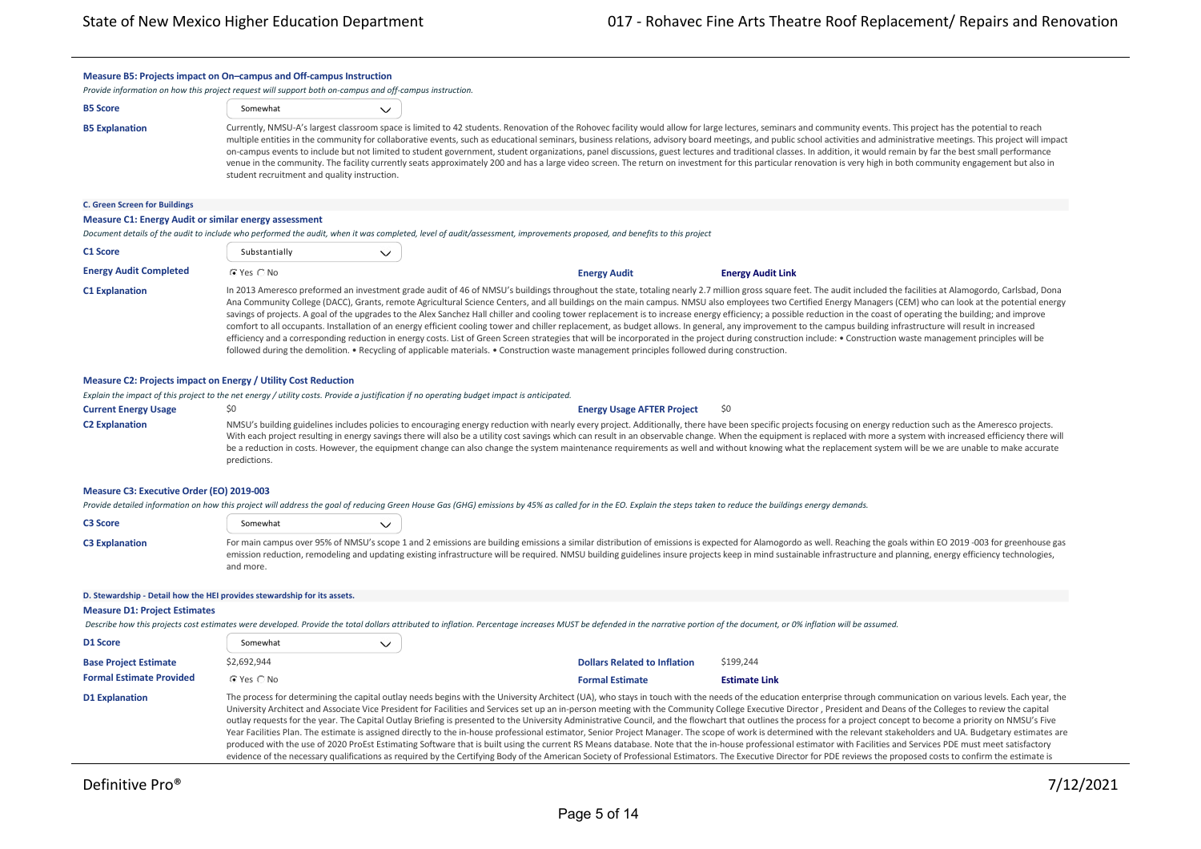### Measure B5: Projects impact on On–campus and Off-campus Instruction

*Provide information on how this project request will support both on-campus and off-campus instruction.*

**B5 Score**: Somewhat

**B5 Explanation**: Currently, NMSU-A's largest classroom space is limited to 42 students. Renovation of the Rohovec facility would allow for large lectures, seminars and community events. This project has the potential to reach multiple entities in the community for collaborative events, such as educational seminars, business relations, advisory board meetings, and public school activities and administrative meetings. This project will impact on-campus events to include but not limited to student government, student organizations, panel discussions, guest lectures and traditional classes. In addition, it would remain by far the best small performance venue in the community. The facility currently seats approximately 200 and has a large video screen. The return on investment for this particular renovation is very high in both community engagement but also in student recruitment and quality instruction.

## C. Green Screen for Buildings

### Measure C1: Energy Audit or similar energy assessment

*Document details of the audit to include who performed the audit, when it was completed, level of audit/assessment, improvements proposed, and benefits to this project*

**C1 Score**: Substantially

**Energy Audit Completed**: ☒ Yes ☐ No | **Energy Audit** | **Energy Audit Link**

**C1 Explanation**: In 2013 Ameresco preformed an investment grade audit of 46 of NMSU's buildings throughout the state, totaling nearly 2.7 million gross square feet. The audit included the facilities at Alamogordo, Carlsbad, Dona Ana Community College (DACC), Grants, remote Agricultural Science Centers, and all buildings on the main campus. NMSU also employees two Certified Energy Managers (CEM) who can look at the potential energy savings of projects. A goal of the upgrades to the Alex Sanchez Hall chiller and cooling tower replacement is to increase energy efficiency; a possible reduction in the coast of operating the building; and improve comfort to all occupants. Installation of an energy efficient cooling tower and chiller replacement, as budget allows. In general, any improvement to the campus building infrastructure will result in increased efficiency and a corresponding reduction in energy costs. List of Green Screen strategies that will be incorporated in the project during construction include: • Construction waste management principles will be followed during the demolition. • Recycling of applicable materials. • Construction waste management principles followed during construction.

### Measure C2: Projects impact on Energy / Utility Cost Reduction

*Explain the impact of this project to the net energy / utility costs. Provide a justification if no operating budget impact is anticipated.*

**Current Energy Usage**: $0 | **Energy Usage AFTER Project**: $0

**C2 Explanation**: NMSU's building guidelines includes policies to encouraging energy reduction with nearly every project. Additionally, there have been specific projects focusing on energy reduction such as the Ameresco projects. With each project resulting in energy savings there will also be a utility cost savings which can result in an observable change. When the equipment is replaced with more a system with increased efficiency there will be a reduction in costs. However, the equipment change can also change the system maintenance requirements as well and without knowing what the replacement system will be we are unable to make accurate predictions.

### Measure C3: Executive Order (EO) 2019-003

*Provide detailed information on how this project will address the goal of reducing Green House Gas (GHG) emissions by 45% as called for in the EO. Explain the steps taken to reduce the buildings energy demands.*

**C3 Score**: Somewhat

**C3 Explanation**: For main campus over 95% of NMSU's scope 1 and 2 emissions are building emissions a similar distribution of emissions is expected for Alamogordo as well. Reaching the goals within EO 2019 -003 for greenhouse gas emission reduction, remodeling and updating existing infrastructure will be required. NMSU building guidelines insure projects keep in mind sustainable infrastructure and planning, energy efficiency technologies, and more.

## D. Stewardship - Detail how the HEI provides stewardship for its assets.

### Measure D1: Project Estimates

*Describe how this projects cost estimates were developed. Provide the total dollars attributed to inflation. Percentage increases MUST be defended in the narrative portion of the document, or 0% inflation will be assumed.*

**D1 Score**: Somewhat

**Base Project Estimate**: $2,692,944 | **Dollars Related to Inflation**: $199,244

**Formal Estimate Provided**: ☒ Yes ☐ No | **Formal Estimate** | **Estimate Link**

**D1 Explanation**: The process for determining the capital outlay needs begins with the University Architect (UA), who stays in touch with the needs of the education enterprise through communication on various levels. Each year, the University Architect and Associate Vice President for Facilities and Services set up an in-person meeting with the Community College Executive Director , President and Deans of the Colleges to review the capital outlay requests for the year. The Capital Outlay Briefing is presented to the University Administrative Council, and the flowchart that outlines the process for a project concept to become a priority on NMSU's Five Year Facilities Plan. The estimate is assigned directly to the in-house professional estimator, Senior Project Manager. The scope of work is determined with the relevant stakeholders and UA. Budgetary estimates are produced with the use of 2020 ProEst Estimating Software that is built using the current RS Means database. Note that the in-house professional estimator with Facilities and Services PDE must meet satisfactory evidence of the necessary qualifications as required by the Certifying Body of the American Society of Professional Estimators. The Executive Director for PDE reviews the proposed costs to confirm the estimate is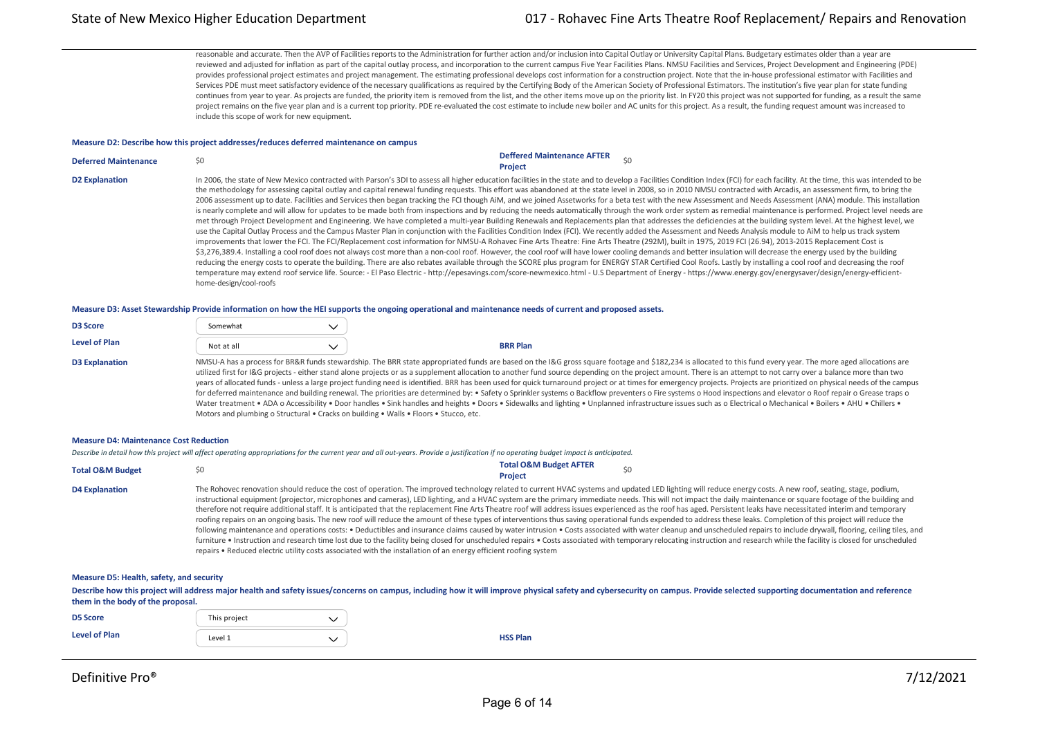reasonable and accurate. Then the AVP of Facilities reports to the Administration for further action and/or inclusion into Capital Outlay or University Capital Plans. Budgetary estimates older than a year are reviewed and adjusted for inflation as part of the capital outlay process, and incorporation to the current campus Five Year Facilities Plans. NMSU Facilities and Services, Project Development and Engineering (PDE) provides professional project estimates and project management. The estimating professional develops cost information for a construction project. Note that the in-house professional estimator with Facilities and Services PDE must meet satisfactory evidence of the necessary qualifications as required by the Certifying Body of the American Society of Professional Estimators. The institution's five year plan for state funding continues from year to year. As projects are funded, the priority item is removed from the list, and the other items move up on the priority list. In FY20 this project was not supported for funding, as a result the same project remains on the five year plan and is a current top priority. PDE re-evaluated the cost estimate to include new boiler and AC units for this project. As a result, the funding request amount was increased to include this scope of work for new equipment.

**Measure D2: Describe how this project addresses/reduces deferred maintenance on campus**

| | | | |
|---|---|---|---|
| **Deferred Maintenance** | $0 | **Deffered Maintenance AFTER Project** | $0 |

**D2 Explanation**

In 2006, the state of New Mexico contracted with Parson's 3DI to assess all higher education facilities in the state and to develop a Facilities Condition Index (FCI) for each facility. At the time, this was intended to be the methodology for assessing capital outlay and capital renewal funding requests. This effort was abandoned at the state level in 2008, so in 2010 NMSU contracted with Arcadis, an assessment firm, to bring the 2006 assessment up to date. Facilities and Services then began tracking the FCI though AiM, and we joined Assetworks for a beta test with the new Assessment and Needs Assessment (ANA) module. This installation is nearly complete and will allow for updates to be made both from inspections and by reducing the needs automatically through the work order system as remedial maintenance is performed. Project level needs are met through Project Development and Engineering. We have completed a multi-year Building Renewals and Replacements plan that addresses the deficiencies at the building system level. At the higher level, we use the Capital Outlay Process and the Campus Master Plan in conjunction with the Facilities Condition Index (FCI). We recently added the Assessment and Needs Analysis module to AiM to help us track system improvements that lower the FCI. The FCI/Replacement cost information for NMSU-A Rohavec Fine Arts Theatre: Fine Arts Theatre (292M), built in 1975, 2019 FCI (26.94), 2013-2015 Replacement Cost is $3,276,389.4. Installing a cool roof does not always cost more than a non-cool roof. However, the cool roof will have lower cooling demands and better insulation will decrease the energy used by the building reducing the energy costs to operate the building. There are also rebates available through the SCORE plus program for ENERGY STAR Certified Cool Roofs. Lastly by installing a cool roof and decreasing the roof temperature may extend roof service life. Source: - El Paso Electric - http://epesavings.com/score-newmexico.html - U.S Department of Energy - https://www.energy.gov/energysaver/design/energy-efficient-home-design/cool-roofs

**Measure D3: Asset Stewardship Provide information on how the HEI supports the ongoing operational and maintenance needs of current and proposed assets.**

| | | |
|---|---|---|
| **D3 Score** | Somewhat | |
| **Level of Plan** | Not at all | **BRR Plan** |

**D3 Explanation**

NMSU-A has a process for BR&R funds stewardship. The BRR state appropriated funds are based on the I&G gross square footage and $182,234 is allocated to this fund every year. The more aged allocations are utilized first for I&G projects - either stand alone projects or as a supplement allocation to another fund source depending on the project amount. There is an attempt to not carry over a balance more than two years of allocated funds - unless a large project funding need is identified. BRR has been used for quick turnaround project or at times for emergency projects. Projects are prioritized on physical needs of the campus for deferred maintenance and building renewal. The priorities are determined by: • Safety o Sprinkler systems o Backflow preventers o Fire systems o Hood inspections and elevator o Roof repair o Grease traps o Water treatment • ADA o Accessibility • Door handles • Sink handles and heights • Doors • Sidewalks and lighting • Unplanned infrastructure issues such as o Electrical o Mechanical • Boilers • AHU • Chillers • Motors and plumbing o Structural • Cracks on building • Walls • Floors • Stucco, etc.

**Measure D4: Maintenance Cost Reduction**

*Describe in detail how this project will affect operating appropriations for the current year and all out-years. Provide a justification if no operating budget impact is anticipated.*

| | | | |
|---|---|---|---|
| **Total O&M Budget** | $0 | **Total O&M Budget AFTER Project** | $0 |

**D4 Explanation**

The Rohovec renovation should reduce the cost of operation. The improved technology related to current HVAC systems and updated LED lighting will reduce energy costs. A new roof, seating, stage, podium, instructional equipment (projector, microphones and cameras), LED lighting, and a HVAC system are the primary immediate needs. This will not impact the daily maintenance or square footage of the building and therefore not require additional staff. It is anticipated that the replacement Fine Arts Theatre roof will address issues experienced as the roof has aged. Persistent leaks have necessitated interim and temporary roofing repairs on an ongoing basis. The new roof will reduce the amount of these types of interventions thus saving operational funds expended to address these leaks. Completion of this project will reduce the following maintenance and operations costs: • Deductibles and insurance claims caused by water intrusion • Costs associated with water cleanup and unscheduled repairs to include drywall, flooring, ceiling tiles, and furniture • Instruction and research time lost due to the facility being closed for unscheduled repairs • Costs associated with temporary relocating instruction and research while the facility is closed for unscheduled repairs • Reduced electric utility costs associated with the installation of an energy efficient roofing system

**Measure D5: Health, safety, and security**

**Describe how this project will address major health and safety issues/concerns on campus, including how it will improve physical safety and cybersecurity on campus. Provide selected supporting documentation and reference them in the body of the proposal.**

| | | |
|---|---|---|
| **D5 Score** | This project | |
| **Level of Plan** | Level 1 | **HSS Plan** |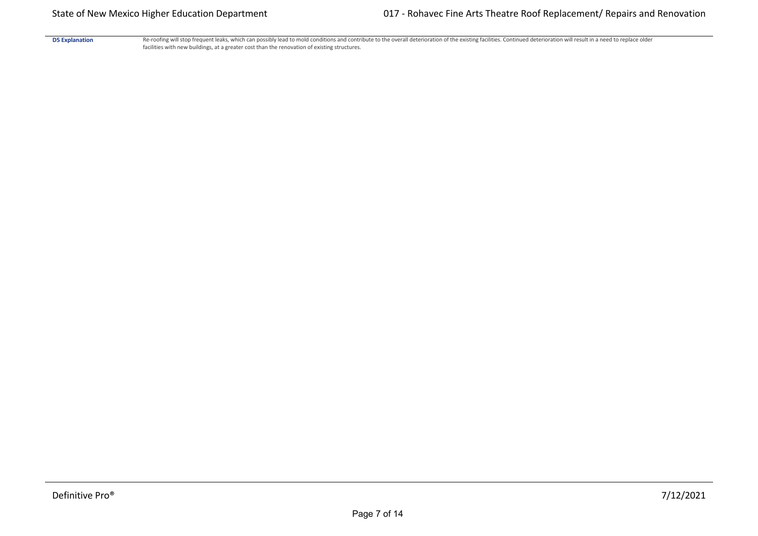| | |
|---|---|
| **D5 Explanation** | Re-roofing will stop frequent leaks, which can possibly lead to mold conditions and contribute to the overall deterioration of the existing facilities. Continued deterioration will result in a need to replace older facilities with new buildings, at a greater cost than the renovation of existing structures. |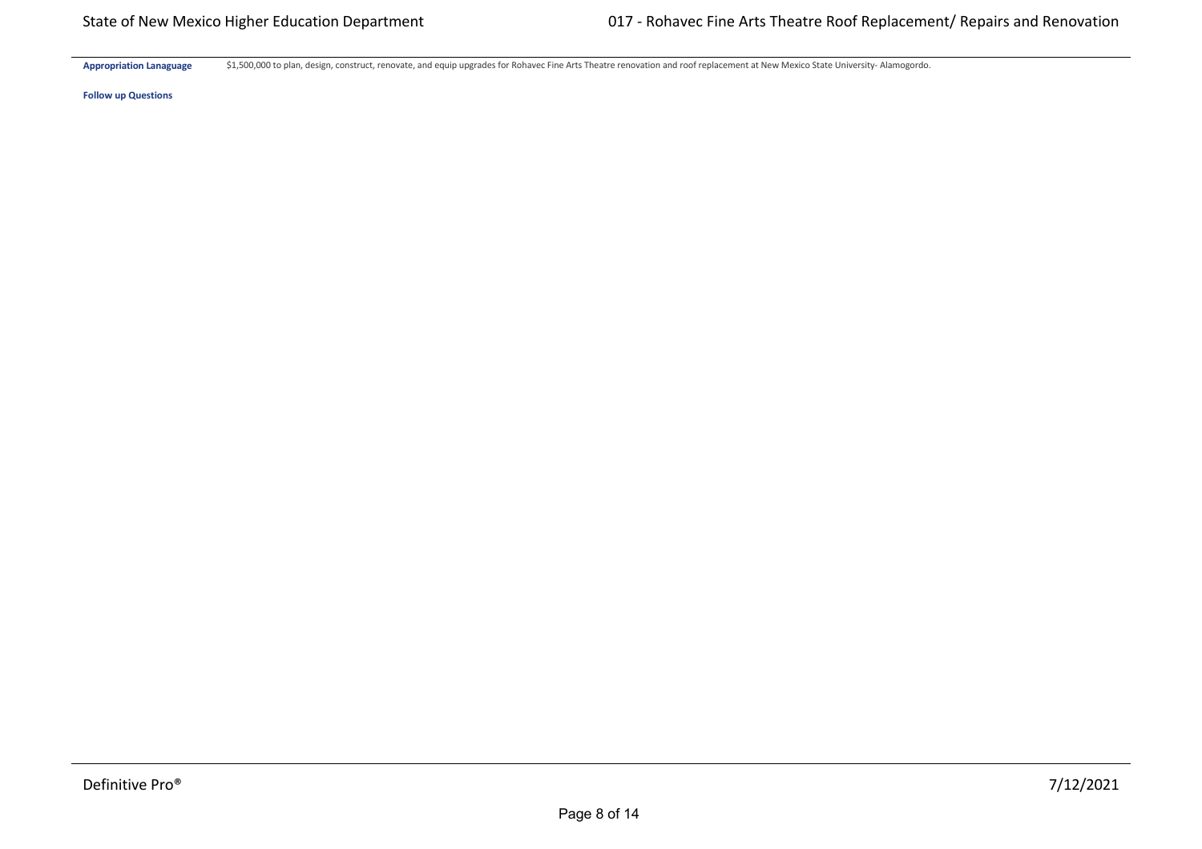**Appropriation Lanaguage** $1,500,000 to plan, design, construct, renovate, and equip upgrades for Rohavec Fine Arts Theatre renovation and roof replacement at New Mexico State University- Alamogordo.

**Follow up Questions**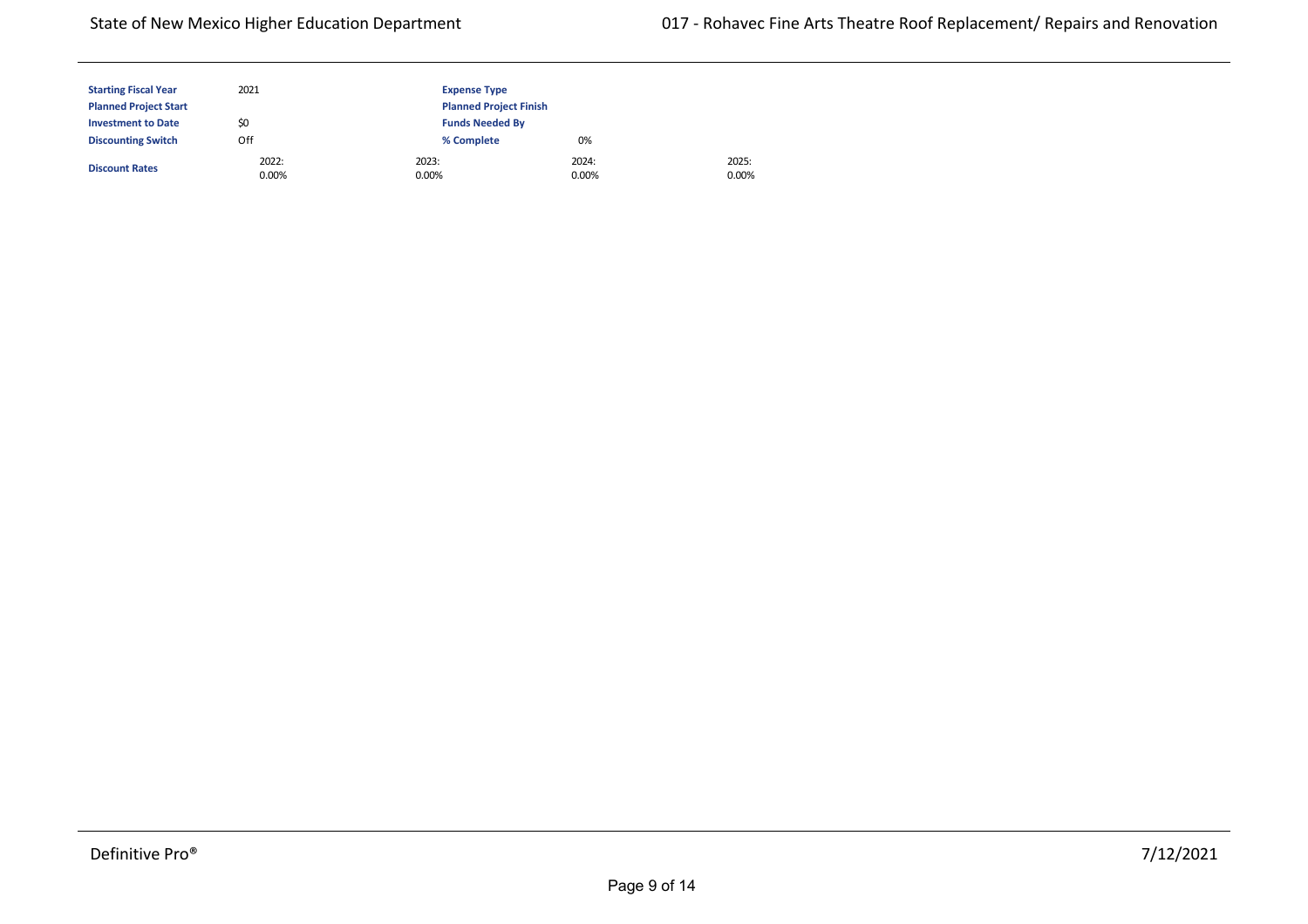| | | | | |
|---|---|---|---|---|
| **Starting Fiscal Year** | 2021 | **Expense Type** | | |
| **Planned Project Start** | | **Planned Project Finish** | | |
| **Investment to Date** | $0 | **Funds Needed By** | | |
| **Discounting Switch** | Off | **% Complete** | 0% | |
| **Discount Rates** | 2022: 0.00% | 2023: 0.00% | 2024: 0.00% | 2025: 0.00% |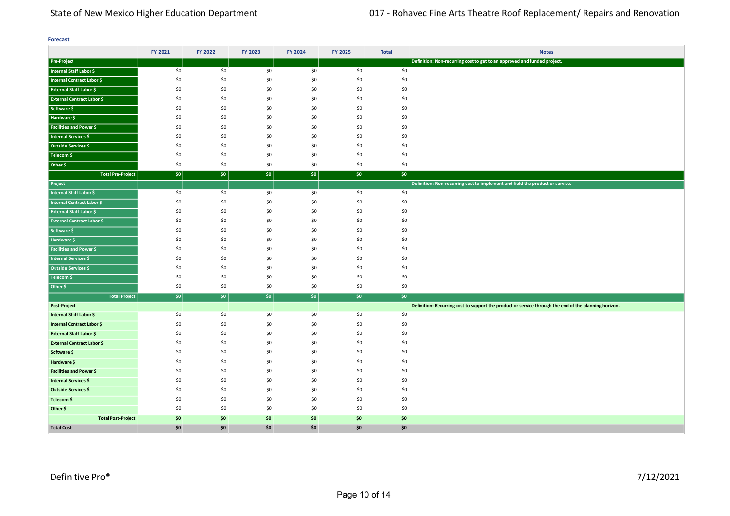**Forecast**

| | FY 2021 | FY 2022 | FY 2023 | FY 2024 | FY 2025 | Total | Notes |
|---|---|---|---|---|---|---|---|
| **Pre-Project** | | | | | | | **Definition: Non-recurring cost to get to an approved and funded project.** |
| Internal Staff Labor $ | $0 | $0 | $0 | $0 | $0 | $0 | |
| Internal Contract Labor $ | $0 | $0 | $0 | $0 | $0 | $0 | |
| External Staff Labor $ | $0 | $0 | $0 | $0 | $0 | $0 | |
| External Contract Labor $ | $0 | $0 | $0 | $0 | $0 | $0 | |
| Software $ | $0 | $0 | $0 | $0 | $0 | $0 | |
| Hardware $ | $0 | $0 | $0 | $0 | $0 | $0 | |
| Facilities and Power $ | $0 | $0 | $0 | $0 | $0 | $0 | |
| Internal Services $ | $0 | $0 | $0 | $0 | $0 | $0 | |
| Outside Services $ | $0 | $0 | $0 | $0 | $0 | $0 | |
| Telecom $ | $0 | $0 | $0 | $0 | $0 | $0 | |
| Other $ | $0 | $0 | $0 | $0 | $0 | $0 | |
| **Total Pre-Project** | **$0** | **$0** | **$0** | **$0** | **$0** | **$0** | |
| **Project** | | | | | | | **Definition: Non-recurring cost to implement and field the product or service.** |
| Internal Staff Labor $ | $0 | $0 | $0 | $0 | $0 | $0 | |
| Internal Contract Labor $ | $0 | $0 | $0 | $0 | $0 | $0 | |
| External Staff Labor $ | $0 | $0 | $0 | $0 | $0 | $0 | |
| External Contract Labor $ | $0 | $0 | $0 | $0 | $0 | $0 | |
| Software $ | $0 | $0 | $0 | $0 | $0 | $0 | |
| Hardware $ | $0 | $0 | $0 | $0 | $0 | $0 | |
| Facilities and Power $ | $0 | $0 | $0 | $0 | $0 | $0 | |
| Internal Services $ | $0 | $0 | $0 | $0 | $0 | $0 | |
| Outside Services $ | $0 | $0 | $0 | $0 | $0 | $0 | |
| Telecom $ | $0 | $0 | $0 | $0 | $0 | $0 | |
| Other $ | $0 | $0 | $0 | $0 | $0 | $0 | |
| **Total Project** | **$0** | **$0** | **$0** | **$0** | **$0** | **$0** | |
| **Post-Project** | | | | | | | **Definition: Recurring cost to support the product or service through the end of the planning horizon.** |
| Internal Staff Labor $ | $0 | $0 | $0 | $0 | $0 | $0 | |
| Internal Contract Labor $ | $0 | $0 | $0 | $0 | $0 | $0 | |
| External Staff Labor $ | $0 | $0 | $0 | $0 | $0 | $0 | |
| External Contract Labor $ | $0 | $0 | $0 | $0 | $0 | $0 | |
| Software $ | $0 | $0 | $0 | $0 | $0 | $0 | |
| Hardware $ | $0 | $0 | $0 | $0 | $0 | $0 | |
| Facilities and Power $ | $0 | $0 | $0 | $0 | $0 | $0 | |
| Internal Services $ | $0 | $0 | $0 | $0 | $0 | $0 | |
| Outside Services $ | $0 | $0 | $0 | $0 | $0 | $0 | |
| Telecom $ | $0 | $0 | $0 | $0 | $0 | $0 | |
| Other $ | $0 | $0 | $0 | $0 | $0 | $0 | |
| **Total Post-Project** | **$0** | **$0** | **$0** | **$0** | **$0** | **$0** | |
| **Total Cost** | **$0** | **$0** | **$0** | **$0** | **$0** | **$0** | |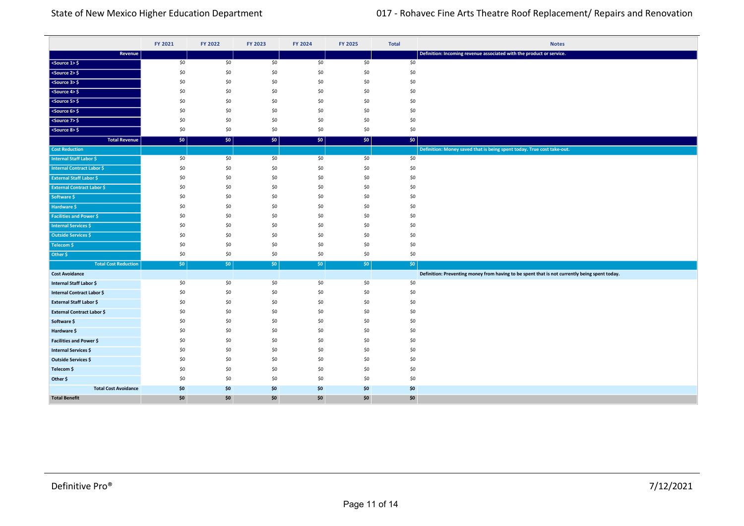| | FY 2021 | FY 2022 | FY 2023 | FY 2024 | FY 2025 | Total | Notes |
|---|---|---|---|---|---|---|---|
| **Revenue** | | | | | | | Definition: Incoming revenue associated with the product or service. |
| <Source 1> $ | $0 | $0 | $0 | $0 | $0 | $0 | |
| <Source 2> $ | $0 | $0 | $0 | $0 | $0 | $0 | |
| <Source 3> $ | $0 | $0 | $0 | $0 | $0 | $0 | |
| <Source 4> $ | $0 | $0 | $0 | $0 | $0 | $0 | |
| <Source 5> $ | $0 | $0 | $0 | $0 | $0 | $0 | |
| <Source 6> $ | $0 | $0 | $0 | $0 | $0 | $0 | |
| <Source 7> $ | $0 | $0 | $0 | $0 | $0 | $0 | |
| <Source 8> $ | $0 | $0 | $0 | $0 | $0 | $0 | |
| **Total Revenue** | **$0** | **$0** | **$0** | **$0** | **$0** | **$0** | |
| **Cost Reduction** | | | | | | | Definition: Money saved that is being spent today. True cost take-out. |
| Internal Staff Labor $ | $0 | $0 | $0 | $0 | $0 | $0 | |
| Internal Contract Labor $ | $0 | $0 | $0 | $0 | $0 | $0 | |
| External Staff Labor $ | $0 | $0 | $0 | $0 | $0 | $0 | |
| External Contract Labor $ | $0 | $0 | $0 | $0 | $0 | $0 | |
| Software $ | $0 | $0 | $0 | $0 | $0 | $0 | |
| Hardware $ | $0 | $0 | $0 | $0 | $0 | $0 | |
| Facilities and Power $ | $0 | $0 | $0 | $0 | $0 | $0 | |
| Internal Services $ | $0 | $0 | $0 | $0 | $0 | $0 | |
| Outside Services $ | $0 | $0 | $0 | $0 | $0 | $0 | |
| Telecom $ | $0 | $0 | $0 | $0 | $0 | $0 | |
| Other $ | $0 | $0 | $0 | $0 | $0 | $0 | |
| **Total Cost Reduction** | **$0** | **$0** | **$0** | **$0** | **$0** | **$0** | |
| **Cost Avoidance** | | | | | | | Definition: Preventing money from having to be spent that is not currently being spent today. |
| Internal Staff Labor $ | $0 | $0 | $0 | $0 | $0 | $0 | |
| Internal Contract Labor $ | $0 | $0 | $0 | $0 | $0 | $0 | |
| External Staff Labor $ | $0 | $0 | $0 | $0 | $0 | $0 | |
| External Contract Labor $ | $0 | $0 | $0 | $0 | $0 | $0 | |
| Software $ | $0 | $0 | $0 | $0 | $0 | $0 | |
| Hardware $ | $0 | $0 | $0 | $0 | $0 | $0 | |
| Facilities and Power $ | $0 | $0 | $0 | $0 | $0 | $0 | |
| Internal Services $ | $0 | $0 | $0 | $0 | $0 | $0 | |
| Outside Services $ | $0 | $0 | $0 | $0 | $0 | $0 | |
| Telecom $ | $0 | $0 | $0 | $0 | $0 | $0 | |
| Other $ | $0 | $0 | $0 | $0 | $0 | $0 | |
| **Total Cost Avoidance** | **$0** | **$0** | **$0** | **$0** | **$0** | **$0** | |
| **Total Benefit** | **$0** | **$0** | **$0** | **$0** | **$0** | **$0** | |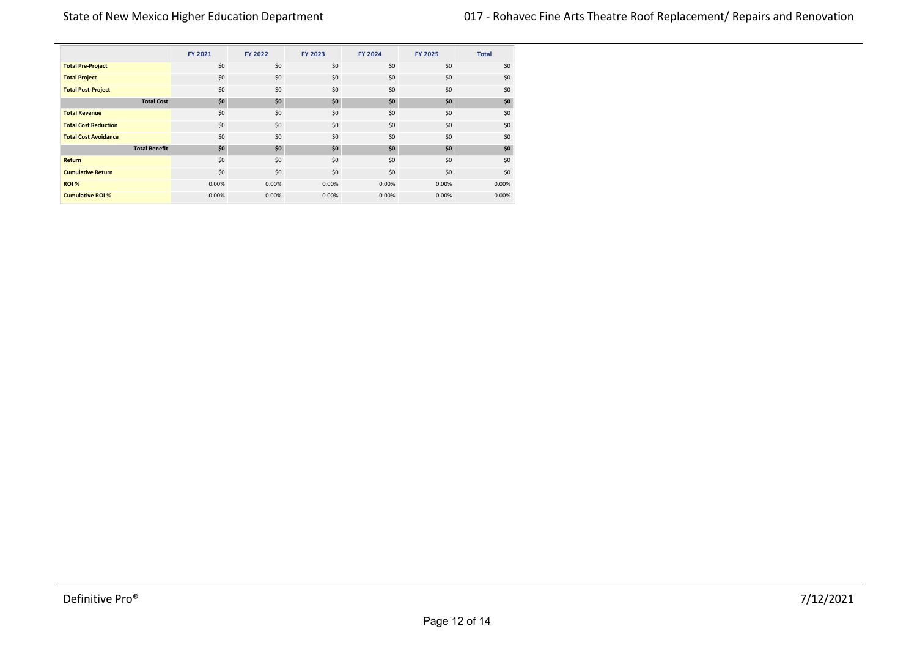| | FY 2021 | FY 2022 | FY 2023 | FY 2024 | FY 2025 | Total |
|---|---|---|---|---|---|---|
| **Total Pre-Project** | $0 | $0 | $0 | $0 | $0 | $0 |
| **Total Project** | $0 | $0 | $0 | $0 | $0 | $0 |
| **Total Post-Project** | $0 | $0 | $0 | $0 | $0 | $0 |
| **Total Cost** | **$0** | **$0** | **$0** | **$0** | **$0** | **$0** |
| **Total Revenue** | $0 | $0 | $0 | $0 | $0 | $0 |
| **Total Cost Reduction** | $0 | $0 | $0 | $0 | $0 | $0 |
| **Total Cost Avoidance** | $0 | $0 | $0 | $0 | $0 | $0 |
| **Total Benefit** | **$0** | **$0** | **$0** | **$0** | **$0** | **$0** |
| **Return** | $0 | $0 | $0 | $0 | $0 | $0 |
| **Cumulative Return** | $0 | $0 | $0 | $0 | $0 | $0 |
| **ROI %** | 0.00% | 0.00% | 0.00% | 0.00% | 0.00% | 0.00% |
| **Cumulative ROI %** | 0.00% | 0.00% | 0.00% | 0.00% | 0.00% | 0.00% |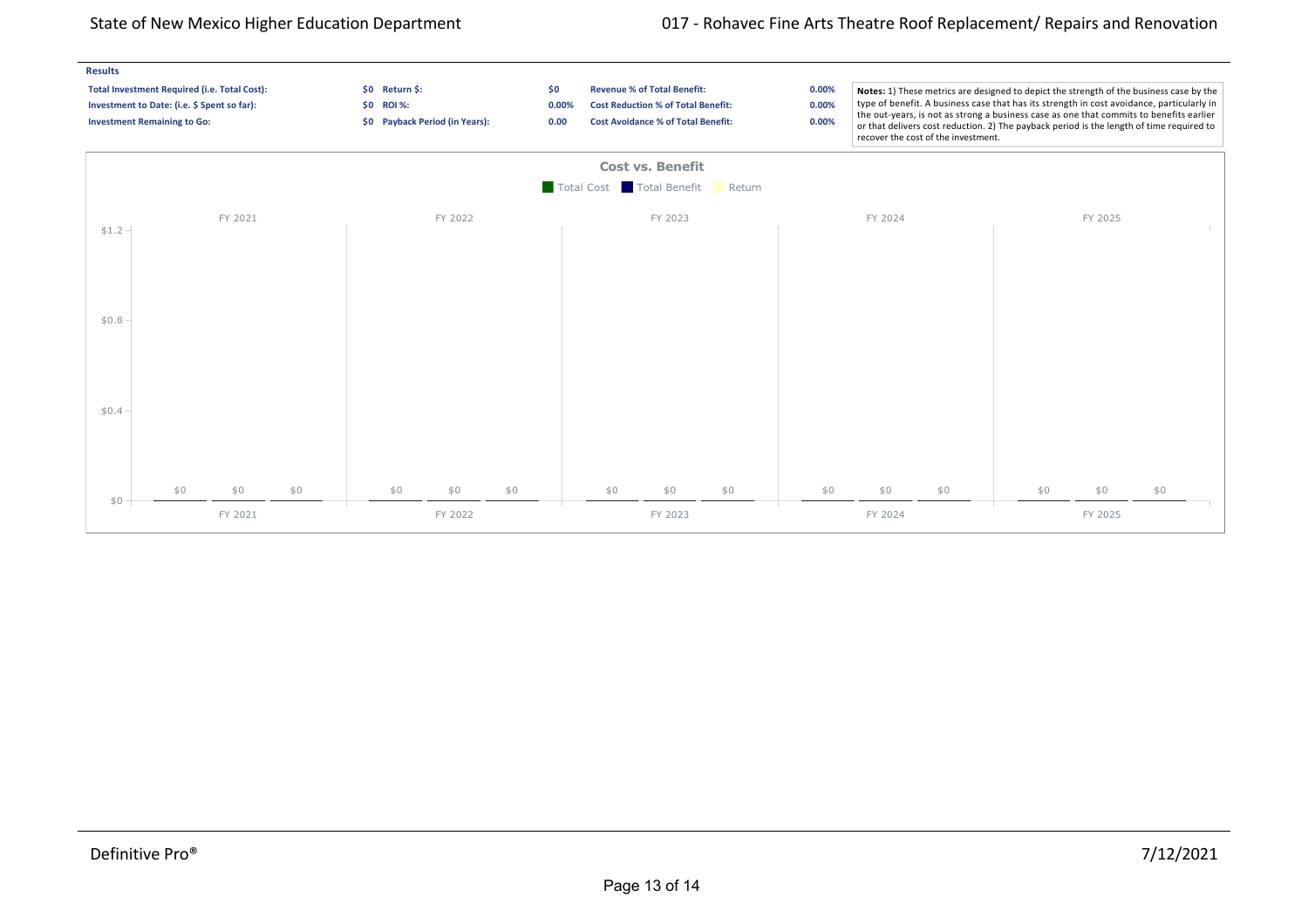**Results**

| | | | | | |
|---|---|---|---|---|---|
| **Total Investment Required (i.e. Total Cost):** | **$0** | **Return $:** | **$0** | **Revenue % of Total Benefit:** | **0.00%** |
| **Investment to Date: (i.e. $ Spent so far):** | **$0** | **ROI %:** | **0.00%** | **Cost Reduction % of Total Benefit:** | **0.00%** |
| **Investment Remaining to Go:** | **$0** | **Payback Period (in Years):** | **0.00** | **Cost Avoidance % of Total Benefit:** | **0.00%** |

**Notes:** 1) These metrics are designed to depict the strength of the business case by the type of benefit. A business case that has its strength in cost avoidance, particularly in the out-years, is not as strong a business case as one that commits to benefits earlier or that delivers cost reduction. 2) The payback period is the length of time required to recover the cost of the investment.

**Cost vs. Benefit**

Legend: Total Cost, Total Benefit, Return

| | FY 2021 | FY 2022 | FY 2023 | FY 2024 | FY 2025 |
|---|---|---|---|---|---|
| Total Cost | $0 | $0 | $0 | $0 | $0 |
| Total Benefit | $0 | $0 | $0 | $0 | $0 |
| Return | $0 | $0 | $0 | $0 | $0 |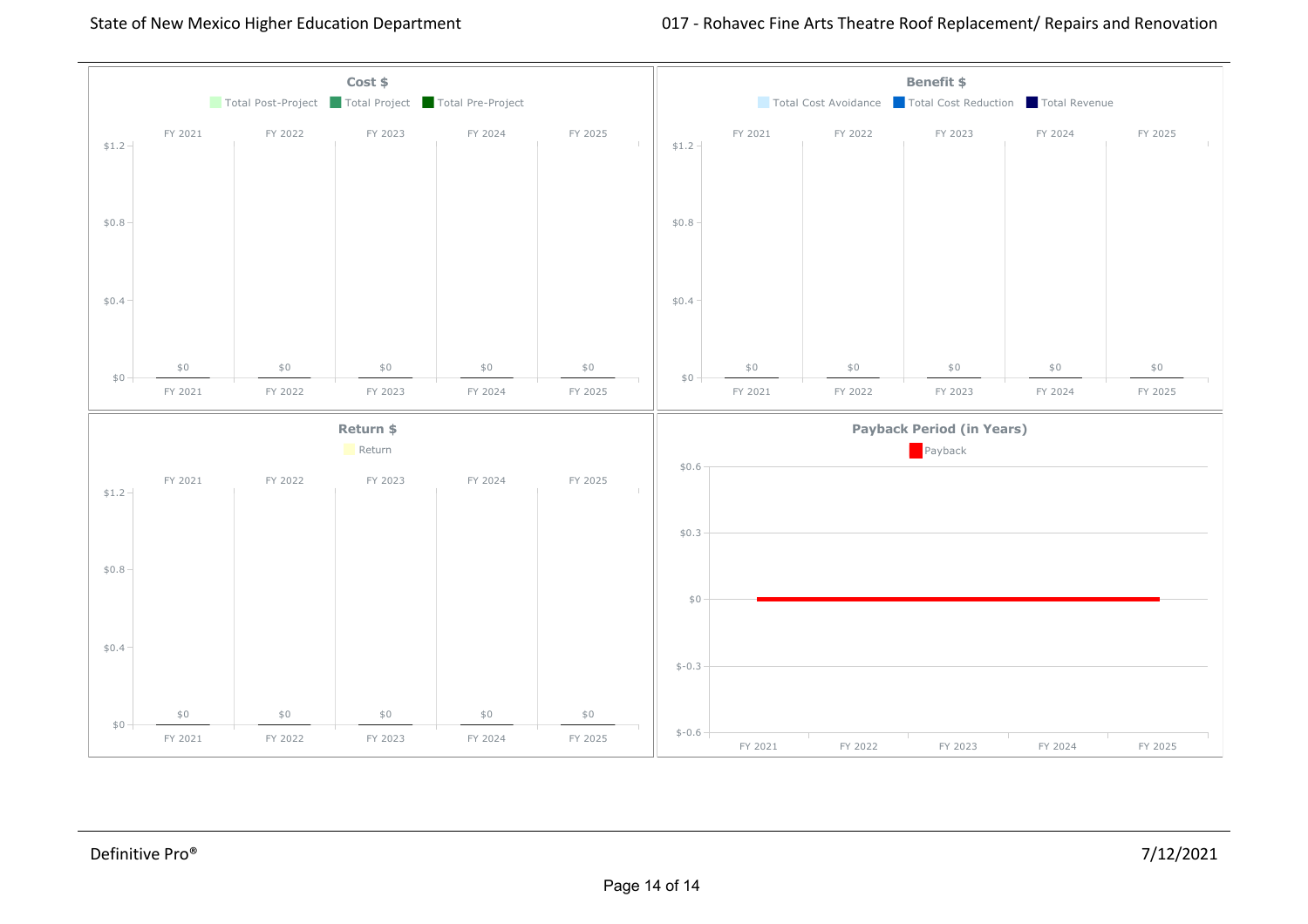Cost $

Total Post-Project Total Project Total Pre-Project

FY 2021 FY 2022 FY 2023 FY 2024 FY 2025

$1.2
$0.8
$0.4
$0

$0 $0 $0 $0 $0

FY 2021 FY 2022 FY 2023 FY 2024 FY 2025

Benefit $

Total Cost Avoidance Total Cost Reduction Total Revenue

FY 2021 FY 2022 FY 2023 FY 2024 FY 2025

$1.2
$0.8
$0.4
$0

$0 $0 $0 $0 $0

FY 2021 FY 2022 FY 2023 FY 2024 FY 2025

Return $

Return

FY 2021 FY 2022 FY 2023 FY 2024 FY 2025

$1.2
$0.8
$0.4
$0

$0 $0 $0 $0 $0

FY 2021 FY 2022 FY 2023 FY 2024 FY 2025

Payback Period (in Years)

Payback

$0.6
$0.3
$0
$-0.3
$-0.6

FY 2021 FY 2022 FY 2023 FY 2024 FY 2025